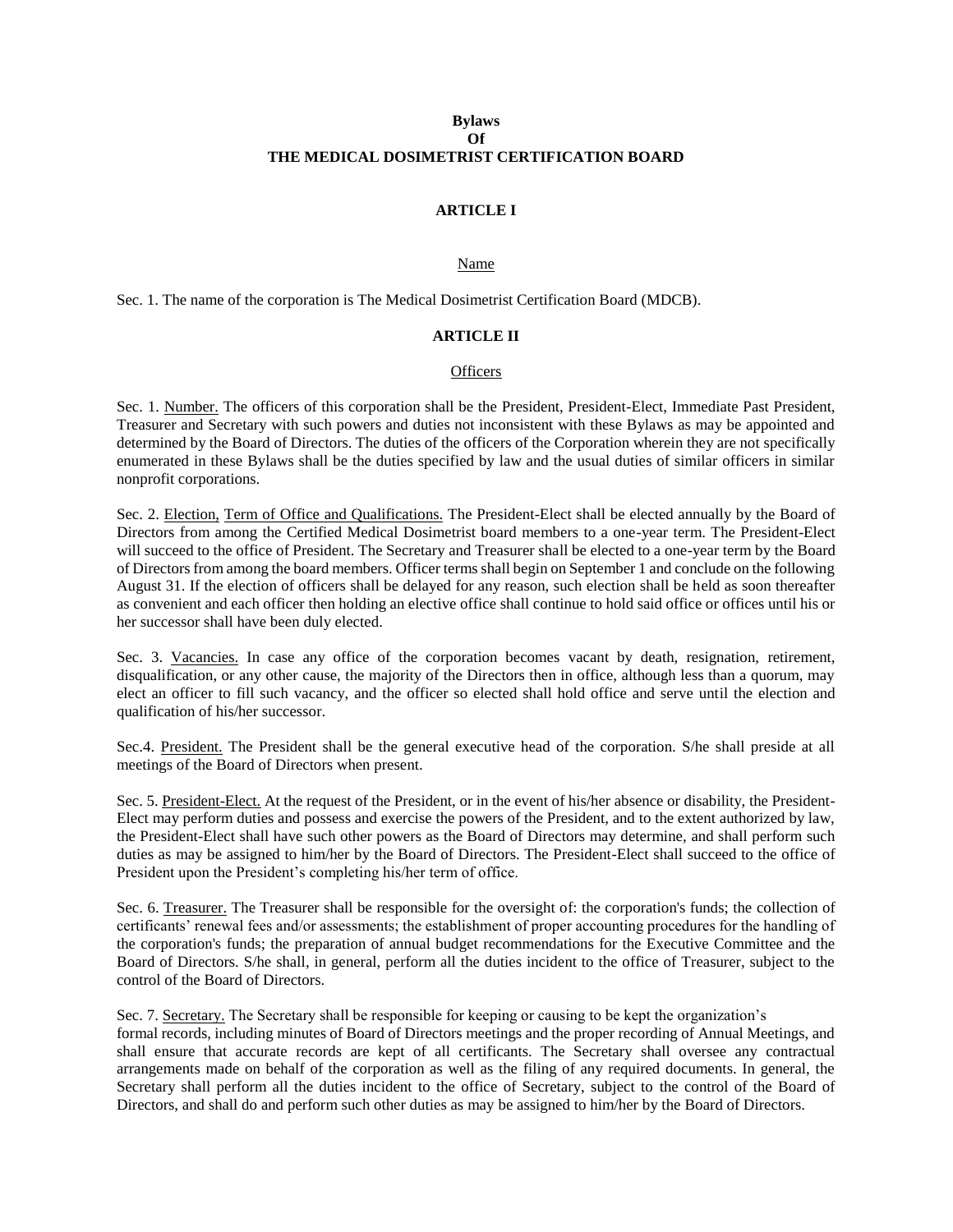# Bylaws
# Of
# THE MEDICAL DOSIMETRIST CERTIFICATION BOARD

## ARTICLE I

### Name

Sec. 1. The name of the corporation is The Medical Dosimetrist Certification Board (MDCB).

## ARTICLE II

### Officers

Sec. 1. Number. The officers of this corporation shall be the President, President-Elect, Immediate Past President, Treasurer and Secretary with such powers and duties not inconsistent with these Bylaws as may be appointed and determined by the Board of Directors. The duties of the officers of the Corporation wherein they are not specifically enumerated in these Bylaws shall be the duties specified by law and the usual duties of similar officers in similar nonprofit corporations.

Sec. 2. Election, Term of Office and Qualifications. The President-Elect shall be elected annually by the Board of Directors from among the Certified Medical Dosimetrist board members to a one-year term. The President-Elect will succeed to the office of President. The Secretary and Treasurer shall be elected to a one-year term by the Board of Directors from among the board members. Officer terms shall begin on September 1 and conclude on the following August 31. If the election of officers shall be delayed for any reason, such election shall be held as soon thereafter as convenient and each officer then holding an elective office shall continue to hold said office or offices until his or her successor shall have been duly elected.

Sec. 3. Vacancies. In case any office of the corporation becomes vacant by death, resignation, retirement, disqualification, or any other cause, the majority of the Directors then in office, although less than a quorum, may elect an officer to fill such vacancy, and the officer so elected shall hold office and serve until the election and qualification of his/her successor.

Sec.4. President. The President shall be the general executive head of the corporation. S/he shall preside at all meetings of the Board of Directors when present.

Sec. 5. President-Elect. At the request of the President, or in the event of his/her absence or disability, the President-Elect may perform duties and possess and exercise the powers of the President, and to the extent authorized by law, the President-Elect shall have such other powers as the Board of Directors may determine, and shall perform such duties as may be assigned to him/her by the Board of Directors. The President-Elect shall succeed to the office of President upon the President's completing his/her term of office.

Sec. 6. Treasurer. The Treasurer shall be responsible for the oversight of: the corporation's funds; the collection of certificants' renewal fees and/or assessments; the establishment of proper accounting procedures for the handling of the corporation's funds; the preparation of annual budget recommendations for the Executive Committee and the Board of Directors. S/he shall, in general, perform all the duties incident to the office of Treasurer, subject to the control of the Board of Directors.

Sec. 7. Secretary. The Secretary shall be responsible for keeping or causing to be kept the organization's formal records, including minutes of Board of Directors meetings and the proper recording of Annual Meetings, and shall ensure that accurate records are kept of all certificants. The Secretary shall oversee any contractual arrangements made on behalf of the corporation as well as the filing of any required documents. In general, the Secretary shall perform all the duties incident to the office of Secretary, subject to the control of the Board of Directors, and shall do and perform such other duties as may be assigned to him/her by the Board of Directors.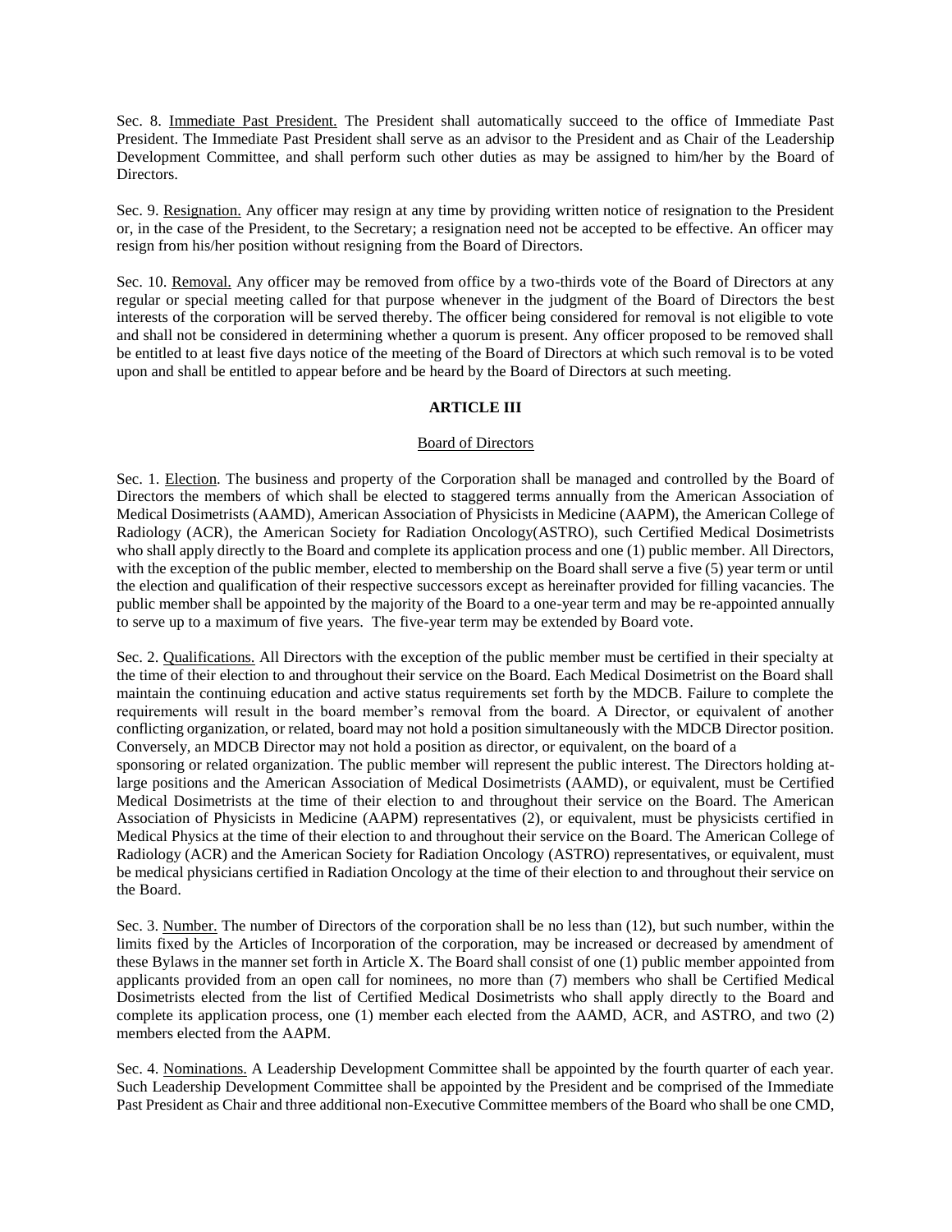Sec. 8. Immediate Past President. The President shall automatically succeed to the office of Immediate Past President. The Immediate Past President shall serve as an advisor to the President and as Chair of the Leadership Development Committee, and shall perform such other duties as may be assigned to him/her by the Board of Directors.

Sec. 9. Resignation. Any officer may resign at any time by providing written notice of resignation to the President or, in the case of the President, to the Secretary; a resignation need not be accepted to be effective. An officer may resign from his/her position without resigning from the Board of Directors.

Sec. 10. Removal. Any officer may be removed from office by a two-thirds vote of the Board of Directors at any regular or special meeting called for that purpose whenever in the judgment of the Board of Directors the best interests of the corporation will be served thereby. The officer being considered for removal is not eligible to vote and shall not be considered in determining whether a quorum is present. Any officer proposed to be removed shall be entitled to at least five days notice of the meeting of the Board of Directors at which such removal is to be voted upon and shall be entitled to appear before and be heard by the Board of Directors at such meeting.

## ARTICLE III

### Board of Directors

Sec. 1. Election. The business and property of the Corporation shall be managed and controlled by the Board of Directors the members of which shall be elected to staggered terms annually from the American Association of Medical Dosimetrists (AAMD), American Association of Physicists in Medicine (AAPM), the American College of Radiology (ACR), the American Society for Radiation Oncology(ASTRO), such Certified Medical Dosimetrists who shall apply directly to the Board and complete its application process and one (1) public member. All Directors, with the exception of the public member, elected to membership on the Board shall serve a five (5) year term or until the election and qualification of their respective successors except as hereinafter provided for filling vacancies. The public member shall be appointed by the majority of the Board to a one-year term and may be re-appointed annually to serve up to a maximum of five years. The five-year term may be extended by Board vote.

Sec. 2. Qualifications. All Directors with the exception of the public member must be certified in their specialty at the time of their election to and throughout their service on the Board. Each Medical Dosimetrist on the Board shall maintain the continuing education and active status requirements set forth by the MDCB. Failure to complete the requirements will result in the board member's removal from the board. A Director, or equivalent of another conflicting organization, or related, board may not hold a position simultaneously with the MDCB Director position. Conversely, an MDCB Director may not hold a position as director, or equivalent, on the board of a sponsoring or related organization. The public member will represent the public interest. The Directors holding at-large positions and the American Association of Medical Dosimetrists (AAMD), or equivalent, must be Certified Medical Dosimetrists at the time of their election to and throughout their service on the Board. The American Association of Physicists in Medicine (AAPM) representatives (2), or equivalent, must be physicists certified in Medical Physics at the time of their election to and throughout their service on the Board. The American College of Radiology (ACR) and the American Society for Radiation Oncology (ASTRO) representatives, or equivalent, must be medical physicians certified in Radiation Oncology at the time of their election to and throughout their service on the Board.

Sec. 3. Number. The number of Directors of the corporation shall be no less than (12), but such number, within the limits fixed by the Articles of Incorporation of the corporation, may be increased or decreased by amendment of these Bylaws in the manner set forth in Article X. The Board shall consist of one (1) public member appointed from applicants provided from an open call for nominees, no more than (7) members who shall be Certified Medical Dosimetrists elected from the list of Certified Medical Dosimetrists who shall apply directly to the Board and complete its application process, one (1) member each elected from the AAMD, ACR, and ASTRO, and two (2) members elected from the AAPM.

Sec. 4. Nominations. A Leadership Development Committee shall be appointed by the fourth quarter of each year. Such Leadership Development Committee shall be appointed by the President and be comprised of the Immediate Past President as Chair and three additional non-Executive Committee members of the Board who shall be one CMD,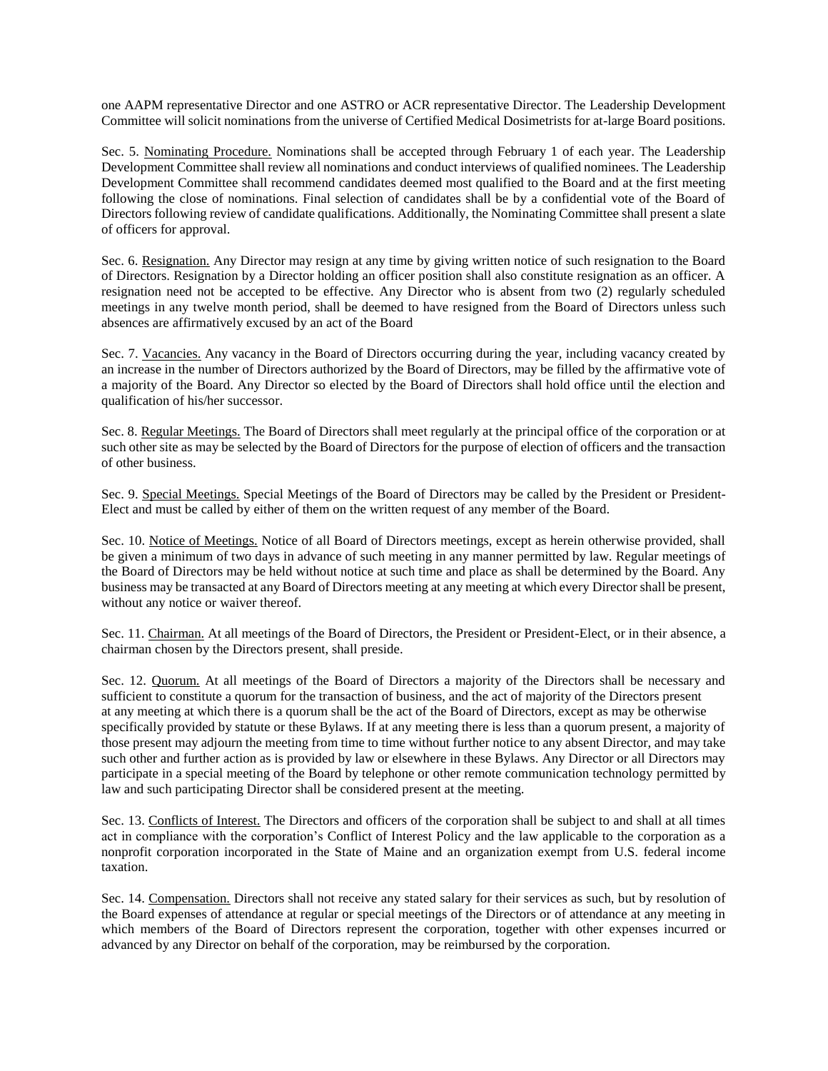one AAPM representative Director and one ASTRO or ACR representative Director. The Leadership Development Committee will solicit nominations from the universe of Certified Medical Dosimetrists for at-large Board positions.

Sec. 5. Nominating Procedure. Nominations shall be accepted through February 1 of each year. The Leadership Development Committee shall review all nominations and conduct interviews of qualified nominees. The Leadership Development Committee shall recommend candidates deemed most qualified to the Board and at the first meeting following the close of nominations. Final selection of candidates shall be by a confidential vote of the Board of Directors following review of candidate qualifications. Additionally, the Nominating Committee shall present a slate of officers for approval.

Sec. 6. Resignation. Any Director may resign at any time by giving written notice of such resignation to the Board of Directors. Resignation by a Director holding an officer position shall also constitute resignation as an officer. A resignation need not be accepted to be effective. Any Director who is absent from two (2) regularly scheduled meetings in any twelve month period, shall be deemed to have resigned from the Board of Directors unless such absences are affirmatively excused by an act of the Board

Sec. 7. Vacancies. Any vacancy in the Board of Directors occurring during the year, including vacancy created by an increase in the number of Directors authorized by the Board of Directors, may be filled by the affirmative vote of a majority of the Board. Any Director so elected by the Board of Directors shall hold office until the election and qualification of his/her successor.

Sec. 8. Regular Meetings. The Board of Directors shall meet regularly at the principal office of the corporation or at such other site as may be selected by the Board of Directors for the purpose of election of officers and the transaction of other business.

Sec. 9. Special Meetings. Special Meetings of the Board of Directors may be called by the President or President-Elect and must be called by either of them on the written request of any member of the Board.

Sec. 10. Notice of Meetings. Notice of all Board of Directors meetings, except as herein otherwise provided, shall be given a minimum of two days in advance of such meeting in any manner permitted by law. Regular meetings of the Board of Directors may be held without notice at such time and place as shall be determined by the Board. Any business may be transacted at any Board of Directors meeting at any meeting at which every Director shall be present, without any notice or waiver thereof.

Sec. 11. Chairman. At all meetings of the Board of Directors, the President or President-Elect, or in their absence, a chairman chosen by the Directors present, shall preside.

Sec. 12. Quorum. At all meetings of the Board of Directors a majority of the Directors shall be necessary and sufficient to constitute a quorum for the transaction of business, and the act of majority of the Directors present at any meeting at which there is a quorum shall be the act of the Board of Directors, except as may be otherwise specifically provided by statute or these Bylaws. If at any meeting there is less than a quorum present, a majority of those present may adjourn the meeting from time to time without further notice to any absent Director, and may take such other and further action as is provided by law or elsewhere in these Bylaws. Any Director or all Directors may participate in a special meeting of the Board by telephone or other remote communication technology permitted by law and such participating Director shall be considered present at the meeting.

Sec. 13. Conflicts of Interest. The Directors and officers of the corporation shall be subject to and shall at all times act in compliance with the corporation's Conflict of Interest Policy and the law applicable to the corporation as a nonprofit corporation incorporated in the State of Maine and an organization exempt from U.S. federal income taxation.

Sec. 14. Compensation. Directors shall not receive any stated salary for their services as such, but by resolution of the Board expenses of attendance at regular or special meetings of the Directors or of attendance at any meeting in which members of the Board of Directors represent the corporation, together with other expenses incurred or advanced by any Director on behalf of the corporation, may be reimbursed by the corporation.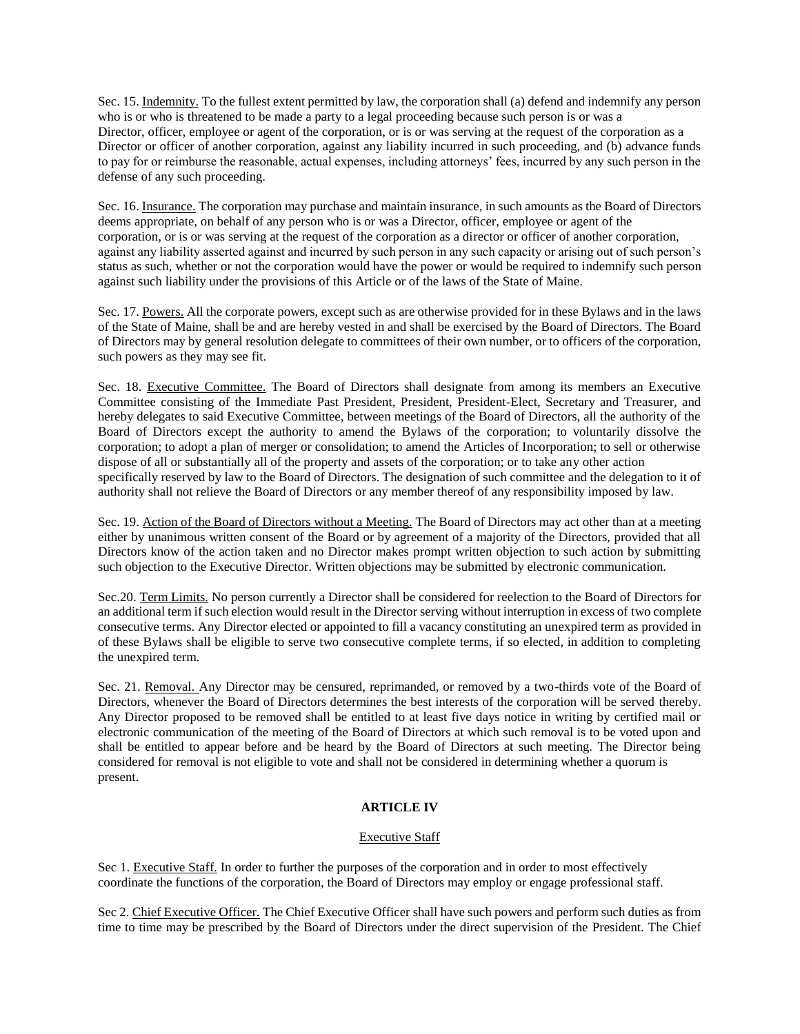Sec. 15. Indemnity. To the fullest extent permitted by law, the corporation shall (a) defend and indemnify any person who is or who is threatened to be made a party to a legal proceeding because such person is or was a Director, officer, employee or agent of the corporation, or is or was serving at the request of the corporation as a Director or officer of another corporation, against any liability incurred in such proceeding, and (b) advance funds to pay for or reimburse the reasonable, actual expenses, including attorneys' fees, incurred by any such person in the defense of any such proceeding.

Sec. 16. Insurance. The corporation may purchase and maintain insurance, in such amounts as the Board of Directors deems appropriate, on behalf of any person who is or was a Director, officer, employee or agent of the corporation, or is or was serving at the request of the corporation as a director or officer of another corporation, against any liability asserted against and incurred by such person in any such capacity or arising out of such person's status as such, whether or not the corporation would have the power or would be required to indemnify such person against such liability under the provisions of this Article or of the laws of the State of Maine.

Sec. 17. Powers. All the corporate powers, except such as are otherwise provided for in these Bylaws and in the laws of the State of Maine, shall be and are hereby vested in and shall be exercised by the Board of Directors. The Board of Directors may by general resolution delegate to committees of their own number, or to officers of the corporation, such powers as they may see fit.

Sec. 18. Executive Committee. The Board of Directors shall designate from among its members an Executive Committee consisting of the Immediate Past President, President, President-Elect, Secretary and Treasurer, and hereby delegates to said Executive Committee, between meetings of the Board of Directors, all the authority of the Board of Directors except the authority to amend the Bylaws of the corporation; to voluntarily dissolve the corporation; to adopt a plan of merger or consolidation; to amend the Articles of Incorporation; to sell or otherwise dispose of all or substantially all of the property and assets of the corporation; or to take any other action specifically reserved by law to the Board of Directors. The designation of such committee and the delegation to it of authority shall not relieve the Board of Directors or any member thereof of any responsibility imposed by law.

Sec. 19. Action of the Board of Directors without a Meeting. The Board of Directors may act other than at a meeting either by unanimous written consent of the Board or by agreement of a majority of the Directors, provided that all Directors know of the action taken and no Director makes prompt written objection to such action by submitting such objection to the Executive Director. Written objections may be submitted by electronic communication.

Sec.20. Term Limits. No person currently a Director shall be considered for reelection to the Board of Directors for an additional term if such election would result in the Director serving without interruption in excess of two complete consecutive terms. Any Director elected or appointed to fill a vacancy constituting an unexpired term as provided in of these Bylaws shall be eligible to serve two consecutive complete terms, if so elected, in addition to completing the unexpired term.

Sec. 21. Removal. Any Director may be censured, reprimanded, or removed by a two-thirds vote of the Board of Directors, whenever the Board of Directors determines the best interests of the corporation will be served thereby. Any Director proposed to be removed shall be entitled to at least five days notice in writing by certified mail or electronic communication of the meeting of the Board of Directors at which such removal is to be voted upon and shall be entitled to appear before and be heard by the Board of Directors at such meeting. The Director being considered for removal is not eligible to vote and shall not be considered in determining whether a quorum is present.

## ARTICLE IV

### Executive Staff

Sec 1. Executive Staff. In order to further the purposes of the corporation and in order to most effectively coordinate the functions of the corporation, the Board of Directors may employ or engage professional staff.

Sec 2. Chief Executive Officer. The Chief Executive Officer shall have such powers and perform such duties as from time to time may be prescribed by the Board of Directors under the direct supervision of the President. The Chief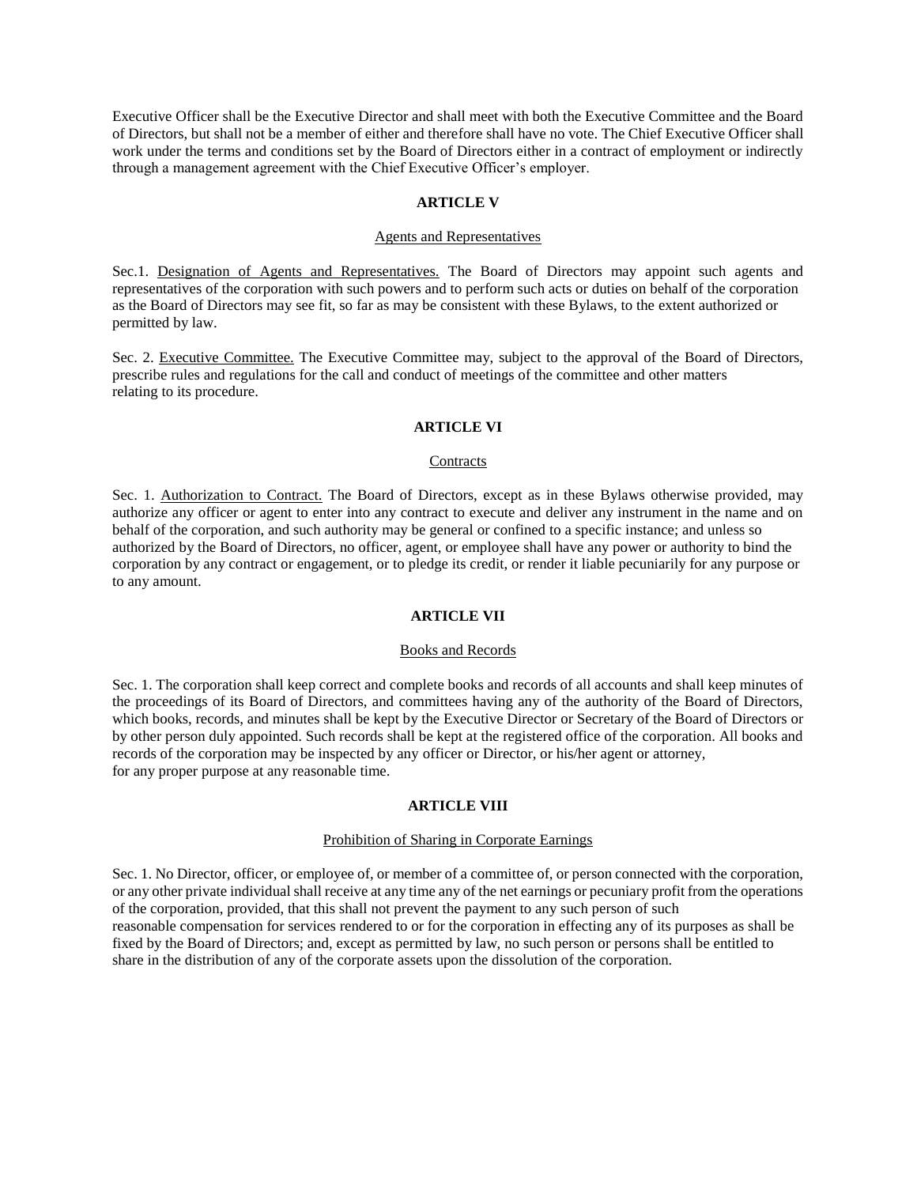Executive Officer shall be the Executive Director and shall meet with both the Executive Committee and the Board of Directors, but shall not be a member of either and therefore shall have no vote. The Chief Executive Officer shall work under the terms and conditions set by the Board of Directors either in a contract of employment or indirectly through a management agreement with the Chief Executive Officer's employer.

## ARTICLE V

### Agents and Representatives

Sec.1. <u>Designation of Agents and Representatives.</u> The Board of Directors may appoint such agents and representatives of the corporation with such powers and to perform such acts or duties on behalf of the corporation as the Board of Directors may see fit, so far as may be consistent with these Bylaws, to the extent authorized or permitted by law.

Sec. 2. <u>Executive Committee.</u> The Executive Committee may, subject to the approval of the Board of Directors, prescribe rules and regulations for the call and conduct of meetings of the committee and other matters relating to its procedure.

## ARTICLE VI

### Contracts

Sec. 1. <u>Authorization to Contract.</u> The Board of Directors, except as in these Bylaws otherwise provided, may authorize any officer or agent to enter into any contract to execute and deliver any instrument in the name and on behalf of the corporation, and such authority may be general or confined to a specific instance; and unless so authorized by the Board of Directors, no officer, agent, or employee shall have any power or authority to bind the corporation by any contract or engagement, or to pledge its credit, or render it liable pecuniarily for any purpose or to any amount.

## ARTICLE VII

### Books and Records

Sec. 1. The corporation shall keep correct and complete books and records of all accounts and shall keep minutes of the proceedings of its Board of Directors, and committees having any of the authority of the Board of Directors, which books, records, and minutes shall be kept by the Executive Director or Secretary of the Board of Directors or by other person duly appointed. Such records shall be kept at the registered office of the corporation. All books and records of the corporation may be inspected by any officer or Director, or his/her agent or attorney, for any proper purpose at any reasonable time.

## ARTICLE VIII

### Prohibition of Sharing in Corporate Earnings

Sec. 1. No Director, officer, or employee of, or member of a committee of, or person connected with the corporation, or any other private individual shall receive at any time any of the net earnings or pecuniary profit from the operations of the corporation, provided, that this shall not prevent the payment to any such person of such reasonable compensation for services rendered to or for the corporation in effecting any of its purposes as shall be fixed by the Board of Directors; and, except as permitted by law, no such person or persons shall be entitled to share in the distribution of any of the corporate assets upon the dissolution of the corporation.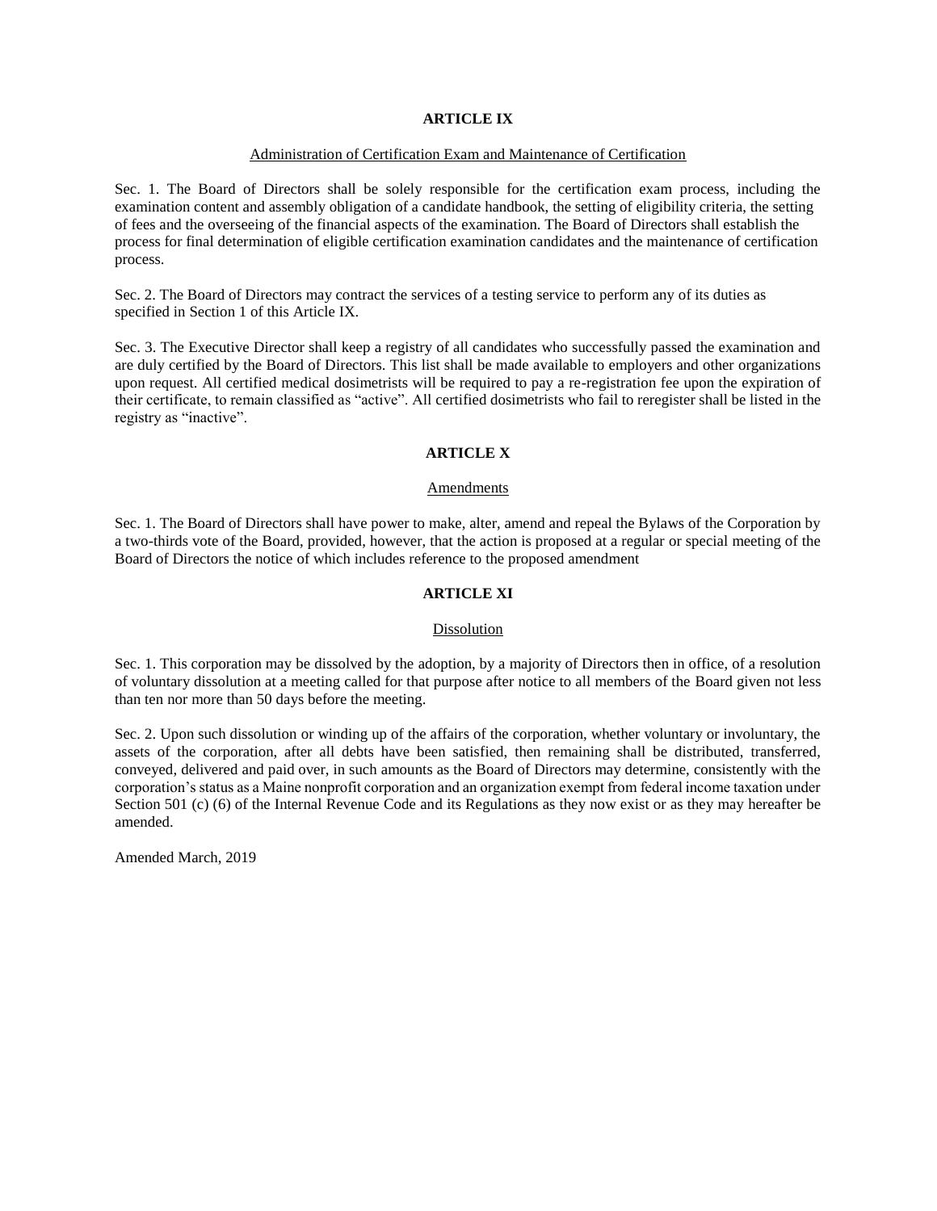## ARTICLE IX

Administration of Certification Exam and Maintenance of Certification

Sec. 1. The Board of Directors shall be solely responsible for the certification exam process, including the examination content and assembly obligation of a candidate handbook, the setting of eligibility criteria, the setting of fees and the overseeing of the financial aspects of the examination. The Board of Directors shall establish the process for final determination of eligible certification examination candidates and the maintenance of certification process.

Sec. 2. The Board of Directors may contract the services of a testing service to perform any of its duties as specified in Section 1 of this Article IX.

Sec. 3. The Executive Director shall keep a registry of all candidates who successfully passed the examination and are duly certified by the Board of Directors. This list shall be made available to employers and other organizations upon request. All certified medical dosimetrists will be required to pay a re-registration fee upon the expiration of their certificate, to remain classified as "active". All certified dosimetrists who fail to reregister shall be listed in the registry as "inactive".

## ARTICLE X

Amendments

Sec. 1. The Board of Directors shall have power to make, alter, amend and repeal the Bylaws of the Corporation by a two-thirds vote of the Board, provided, however, that the action is proposed at a regular or special meeting of the Board of Directors the notice of which includes reference to the proposed amendment

## ARTICLE XI

Dissolution

Sec. 1. This corporation may be dissolved by the adoption, by a majority of Directors then in office, of a resolution of voluntary dissolution at a meeting called for that purpose after notice to all members of the Board given not less than ten nor more than 50 days before the meeting.

Sec. 2. Upon such dissolution or winding up of the affairs of the corporation, whether voluntary or involuntary, the assets of the corporation, after all debts have been satisfied, then remaining shall be distributed, transferred, conveyed, delivered and paid over, in such amounts as the Board of Directors may determine, consistently with the corporation's status as a Maine nonprofit corporation and an organization exempt from federal income taxation under Section 501 (c) (6) of the Internal Revenue Code and its Regulations as they now exist or as they may hereafter be amended.

Amended March, 2019